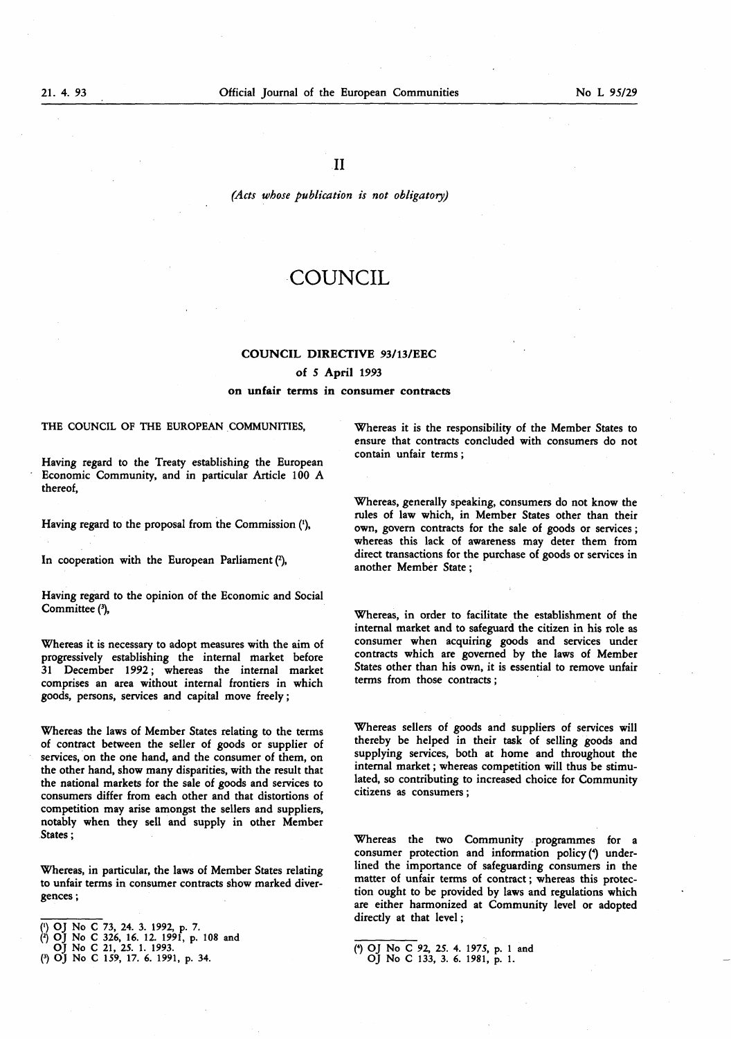II

*(Acts whose publication is not obligatory)*

# COUNCIL

## COUNCIL DIRECTIVE 93/13/EEC

### of 5 April 1993

### on unfair terms in consumer contracts

THE COUNCIL OF THE EUROPEAN COMMUNITIES,

Having regard to the Treaty establishing the European Economic Community, and in particular Article 100 A thereof,

Having regard to the proposal from the Commission [1],

In cooperation with the European Parliament [2],

Having regard to the opinion of the Economic and Social Committee [3],

Whereas it is necessary to adopt measures with the aim of progressively establishing the internal market before 31 December 1992; whereas the internal market comprises an area without internal frontiers in which goods, persons, services and capital move freely;

Whereas the laws of Member States relating to the terms of contract between the seller of goods or supplier of services, on the one hand, and the consumer of them, on the other hand, show many disparities, with the result that the national markets for the sale of goods and services to consumers differ from each other and that distortions of competition may arise amongst the sellers and suppliers, notably when they sell and supply in other Member States;

Whereas, in particular, the laws of Member States relating to unfair terms in consumer contracts show marked divergences;

Whereas it is the responsibility of the Member States to ensure that contracts concluded with consumers do not contain unfair terms;

Whereas, generally speaking, consumers do not know the rules of law which, in Member States other than their own, govern contracts for the sale of goods or services; whereas this lack of awareness may deter them from direct transactions for the purchase of goods or services in another Member State;

Whereas, in order to facilitate the establishment of the internal market and to safeguard the citizen in his role as consumer when acquiring goods and services under contracts which are governed by the laws of Member States other than his own, it is essential to remove unfair terms from those contracts;

Whereas sellers of goods and suppliers of services will thereby be helped in their task of selling goods and supplying services, both at home and throughout the internal market; whereas competition will thus be stimulated, so contributing to increased choice for Community citizens as consumers;

Whereas the two Community programmes for a consumer protection and information policy [4] underlined the importance of safeguarding consumers in the matter of unfair terms of contract; whereas this protection ought to be provided by laws and regulations which are either harmonized at Community level or adopted directly at that level;

---

[1] OJ No C 73, 24. 3. 1992, p. 7.

[2] OJ No C 326, 16. 12. 1991, p. 108 and OJ No C 21, 25. 1. 1993.

[3] OJ No C 159, 17. 6. 1991, p. 34.

[4] OJ No C 92, 25. 4. 1975, p. 1 and OJ No C 133, 3. 6. 1981, p. 1.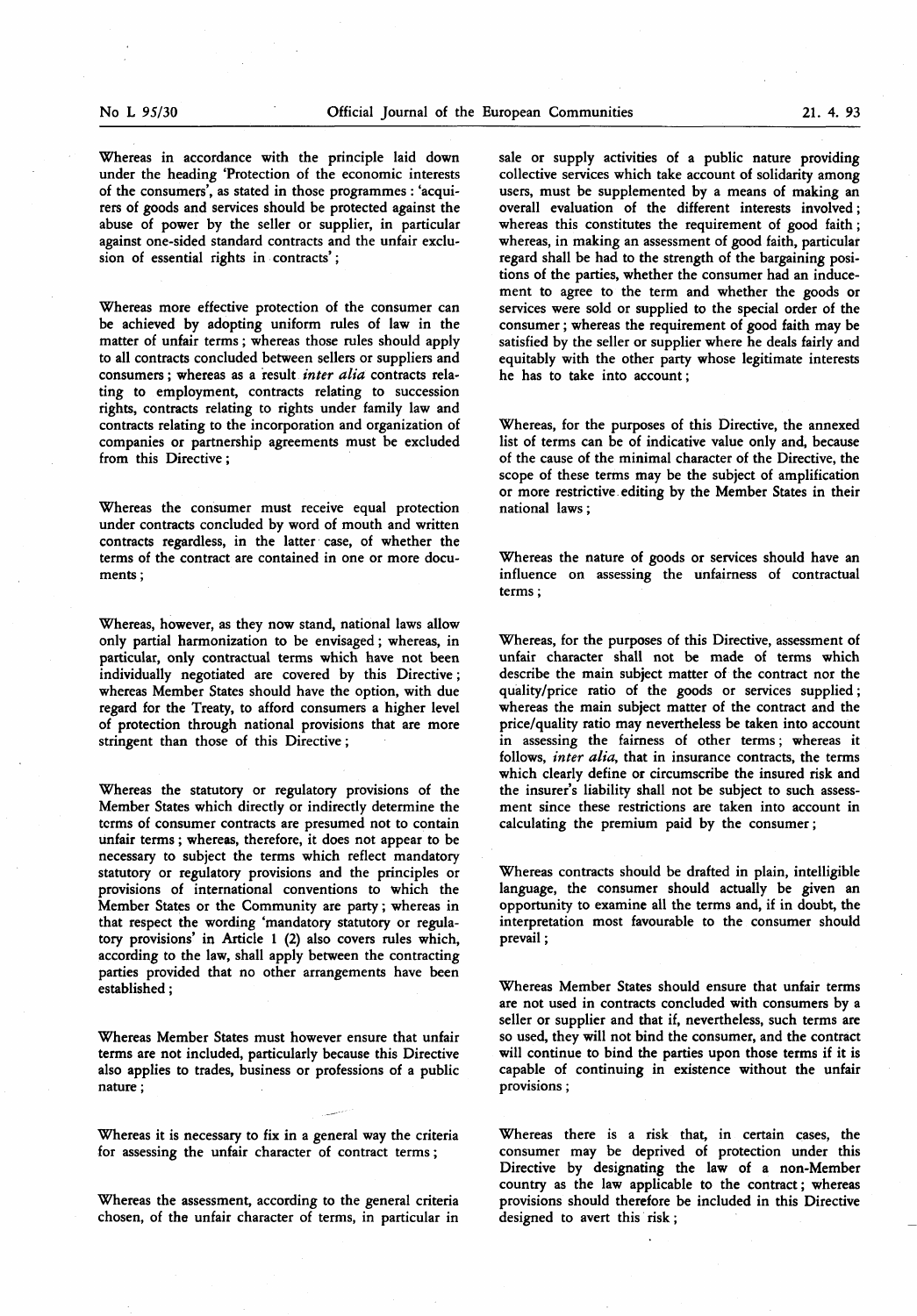Whereas in accordance with the principle laid down under the heading 'Protection of the economic interests of the consumers', as stated in those programmes: 'acquirers of goods and services should be protected against the abuse of power by the seller or supplier, in particular against one-sided standard contracts and the unfair exclusion of essential rights in contracts';

Whereas more effective protection of the consumer can be achieved by adopting uniform rules of law in the matter of unfair terms; whereas those rules should apply to all contracts concluded between sellers or suppliers and consumers; whereas as a result *inter alia* contracts relating to employment, contracts relating to succession rights, contracts relating to rights under family law and contracts relating to the incorporation and organization of companies or partnership agreements must be excluded from this Directive;

Whereas the consumer must receive equal protection under contracts concluded by word of mouth and written contracts regardless, in the latter case, of whether the terms of the contract are contained in one or more documents;

Whereas, however, as they now stand, national laws allow only partial harmonization to be envisaged; whereas, in particular, only contractual terms which have not been individually negotiated are covered by this Directive; whereas Member States should have the option, with due regard for the Treaty, to afford consumers a higher level of protection through national provisions that are more stringent than those of this Directive;

Whereas the statutory or regulatory provisions of the Member States which directly or indirectly determine the terms of consumer contracts are presumed not to contain unfair terms; whereas, therefore, it does not appear to be necessary to subject the terms which reflect mandatory statutory or regulatory provisions and the principles or provisions of international conventions to which the Member States or the Community are party; whereas in that respect the wording 'mandatory statutory or regulatory provisions' in Article 1 (2) also covers rules which, according to the law, shall apply between the contracting parties provided that no other arrangements have been established;

Whereas Member States must however ensure that unfair terms are not included, particularly because this Directive also applies to trades, business or professions of a public nature;

Whereas it is necessary to fix in a general way the criteria for assessing the unfair character of contract terms;

Whereas the assessment, according to the general criteria chosen, of the unfair character of terms, in particular in sale or supply activities of a public nature providing collective services which take account of solidarity among users, must be supplemented by a means of making an overall evaluation of the different interests involved; whereas this constitutes the requirement of good faith; whereas, in making an assessment of good faith, particular regard shall be had to the strength of the bargaining positions of the parties, whether the consumer had an inducement to agree to the term and whether the goods or services were sold or supplied to the special order of the consumer; whereas the requirement of good faith may be satisfied by the seller or supplier where he deals fairly and equitably with the other party whose legitimate interests he has to take into account;

Whereas, for the purposes of this Directive, the annexed list of terms can be of indicative value only and, because of the cause of the minimal character of the Directive, the scope of these terms may be the subject of amplification or more restrictive editing by the Member States in their national laws;

Whereas the nature of goods or services should have an influence on assessing the unfairness of contractual terms;

Whereas, for the purposes of this Directive, assessment of unfair character shall not be made of terms which describe the main subject matter of the contract nor the quality/price ratio of the goods or services supplied; whereas the main subject matter of the contract and the price/quality ratio may nevertheless be taken into account in assessing the fairness of other terms; whereas it follows, *inter alia*, that in insurance contracts, the terms which clearly define or circumscribe the insured risk and the insurer's liability shall not be subject to such assessment since these restrictions are taken into account in calculating the premium paid by the consumer;

Whereas contracts should be drafted in plain, intelligible language, the consumer should actually be given an opportunity to examine all the terms and, if in doubt, the interpretation most favourable to the consumer should prevail;

Whereas Member States should ensure that unfair terms are not used in contracts concluded with consumers by a seller or supplier and that if, nevertheless, such terms are so used, they will not bind the consumer, and the contract will continue to bind the parties upon those terms if it is capable of continuing in existence without the unfair provisions;

Whereas there is a risk that, in certain cases, the consumer may be deprived of protection under this Directive by designating the law of a non-Member country as the law applicable to the contract; whereas provisions should therefore be included in this Directive designed to avert this risk;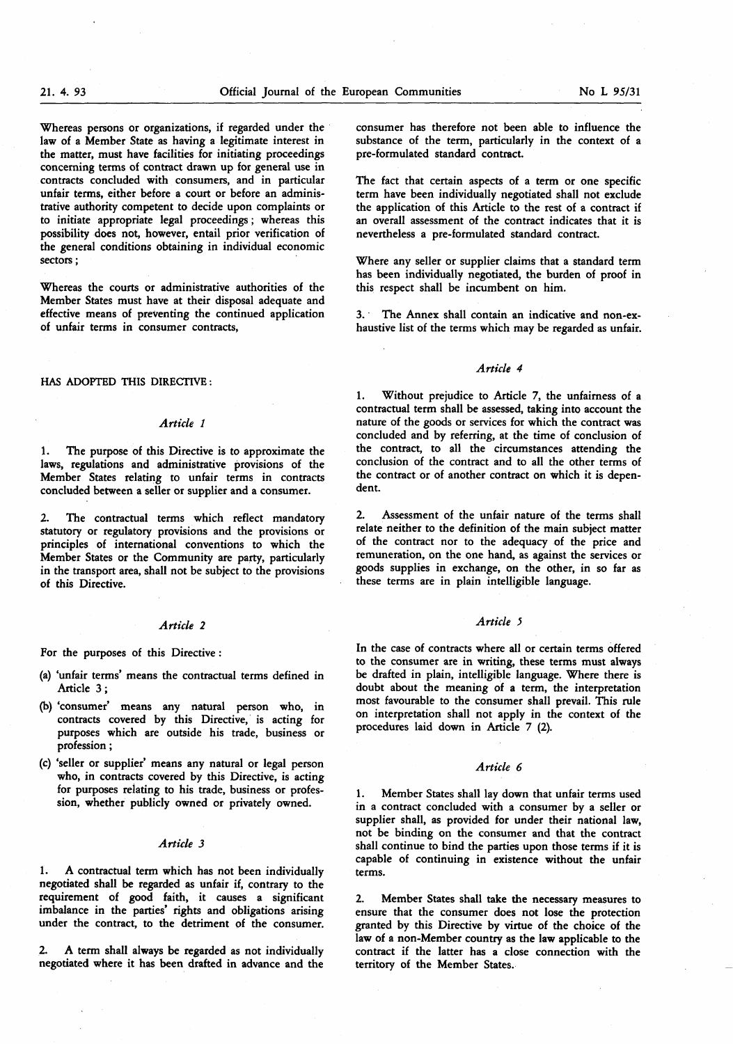Whereas persons or organizations, if regarded under the law of a Member State as having a legitimate interest in the matter, must have facilities for initiating proceedings concerning terms of contract drawn up for general use in contracts concluded with consumers, and in particular unfair terms, either before a court or before an administrative authority competent to decide upon complaints or to initiate appropriate legal proceedings; whereas this possibility does not, however, entail prior verification of the general conditions obtaining in individual economic sectors;

Whereas the courts or administrative authorities of the Member States must have at their disposal adequate and effective means of preventing the continued application of unfair terms in consumer contracts,

HAS ADOPTED THIS DIRECTIVE:

### *Article 1*

1. The purpose of this Directive is to approximate the laws, regulations and administrative provisions of the Member States relating to unfair terms in contracts concluded between a seller or supplier and a consumer.

2. The contractual terms which reflect mandatory statutory or regulatory provisions and the provisions or principles of international conventions to which the Member States or the Community are party, particularly in the transport area, shall not be subject to the provisions of this Directive.

### *Article 2*

For the purposes of this Directive:

(a) 'unfair terms' means the contractual terms defined in Article 3;

(b) 'consumer' means any natural person who, in contracts covered by this Directive, is acting for purposes which are outside his trade, business or profession;

(c) 'seller or supplier' means any natural or legal person who, in contracts covered by this Directive, is acting for purposes relating to his trade, business or profession, whether publicly owned or privately owned.

### *Article 3*

1. A contractual term which has not been individually negotiated shall be regarded as unfair if, contrary to the requirement of good faith, it causes a significant imbalance in the parties' rights and obligations arising under the contract, to the detriment of the consumer.

2. A term shall always be regarded as not individually negotiated where it has been drafted in advance and the consumer has therefore not been able to influence the substance of the term, particularly in the context of a pre-formulated standard contract.

The fact that certain aspects of a term or one specific term have been individually negotiated shall not exclude the application of this Article to the rest of a contract if an overall assessment of the contract indicates that it is nevertheless a pre-formulated standard contract.

Where any seller or supplier claims that a standard term has been individually negotiated, the burden of proof in this respect shall be incumbent on him.

3. The Annex shall contain an indicative and non-exhaustive list of the terms which may be regarded as unfair.

### *Article 4*

1. Without prejudice to Article 7, the unfairness of a contractual term shall be assessed, taking into account the nature of the goods or services for which the contract was concluded and by referring, at the time of conclusion of the contract, to all the circumstances attending the conclusion of the contract and to all the other terms of the contract or of another contract on which it is dependent.

2. Assessment of the unfair nature of the terms shall relate neither to the definition of the main subject matter of the contract nor to the adequacy of the price and remuneration, on the one hand, as against the services or goods supplies in exchange, on the other, in so far as these terms are in plain intelligible language.

### *Article 5*

In the case of contracts where all or certain terms offered to the consumer are in writing, these terms must always be drafted in plain, intelligible language. Where there is doubt about the meaning of a term, the interpretation most favourable to the consumer shall prevail. This rule on interpretation shall not apply in the context of the procedures laid down in Article 7 (2).

### *Article 6*

1. Member States shall lay down that unfair terms used in a contract concluded with a consumer by a seller or supplier shall, as provided for under their national law, not be binding on the consumer and that the contract shall continue to bind the parties upon those terms if it is capable of continuing in existence without the unfair terms.

2. Member States shall take the necessary measures to ensure that the consumer does not lose the protection granted by this Directive by virtue of the choice of the law of a non-Member country as the law applicable to the contract if the latter has a close connection with the territory of the Member States.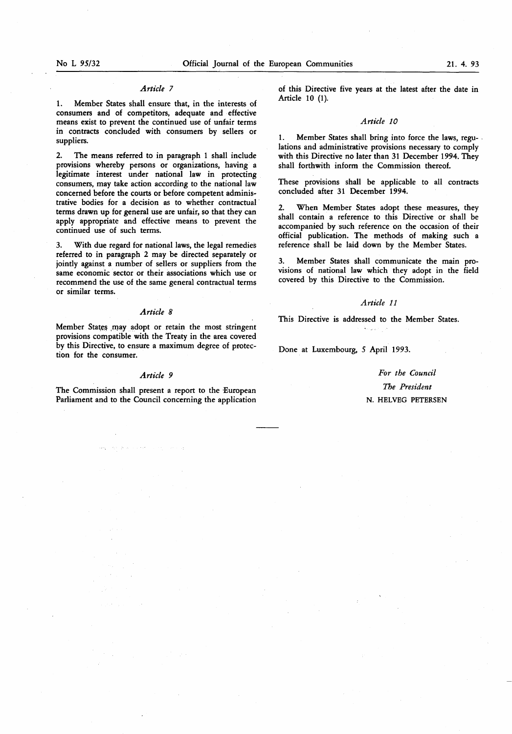### *Article 7*

1. Member States shall ensure that, in the interests of consumers and of competitors, adequate and effective means exist to prevent the continued use of unfair terms in contracts concluded with consumers by sellers or suppliers.

2. The means referred to in paragraph 1 shall include provisions whereby persons or organizations, having a legitimate interest under national law in protecting consumers, may take action according to the national law concerned before the courts or before competent administrative bodies for a decision as to whether contractual terms drawn up for general use are unfair, so that they can apply appropriate and effective means to prevent the continued use of such terms.

3. With due regard for national laws, the legal remedies referred to in paragraph 2 may be directed separately or jointly against a number of sellers or suppliers from the same economic sector or their associations which use or recommend the use of the same general contractual terms or similar terms.

### *Article 8*

Member States may adopt or retain the most stringent provisions compatible with the Treaty in the area covered by this Directive, to ensure a maximum degree of protection for the consumer.

### *Article 9*

The Commission shall present a report to the European Parliament and to the Council concerning the application of this Directive five years at the latest after the date in Article 10 (1).

### *Article 10*

1. Member States shall bring into force the laws, regulations and administrative provisions necessary to comply with this Directive no later than 31 December 1994. They shall forthwith inform the Commission thereof.

These provisions shall be applicable to all contracts concluded after 31 December 1994.

2. When Member States adopt these measures, they shall contain a reference to this Directive or shall be accompanied by such reference on the occasion of their official publication. The methods of making such a reference shall be laid down by the Member States.

3. Member States shall communicate the main provisions of national law which they adopt in the field covered by this Directive to the Commission.

### *Article 11*

This Directive is addressed to the Member States.

Done at Luxembourg, 5 April 1993.

*For the Council*

*The President*

N. HELVEG PETERSEN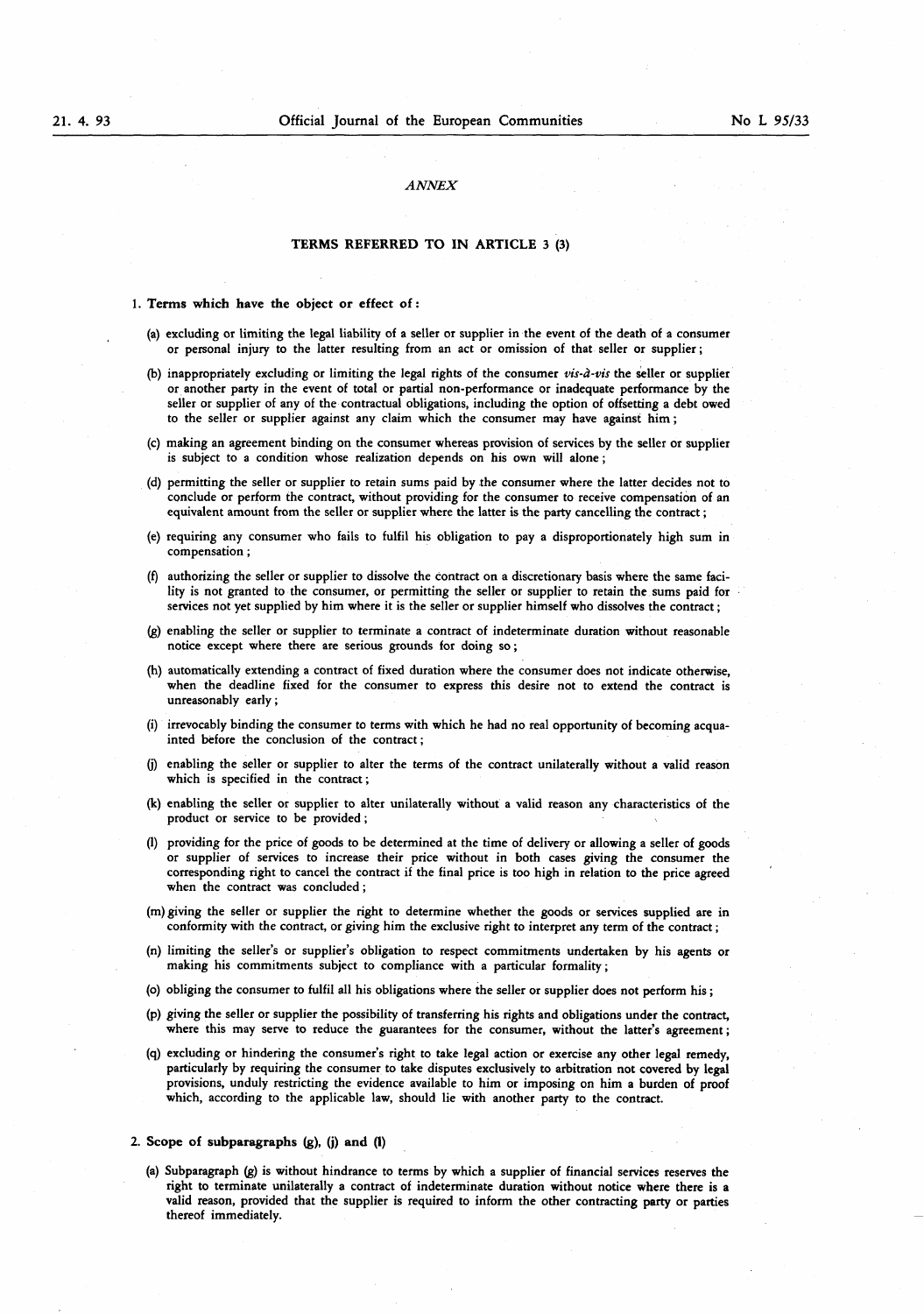*ANNEX*

## TERMS REFERRED TO IN ARTICLE 3 (3)

1. **Terms which have the object or effect of:**

   (a) excluding or limiting the legal liability of a seller or supplier in the event of the death of a consumer or personal injury to the latter resulting from an act or omission of that seller or supplier;

   (b) inappropriately excluding or limiting the legal rights of the consumer *vis-à-vis* the seller or supplier or another party in the event of total or partial non-performance or inadequate performance by the seller or supplier of any of the contractual obligations, including the option of offsetting a debt owed to the seller or supplier against any claim which the consumer may have against him;

   (c) making an agreement binding on the consumer whereas provision of services by the seller or supplier is subject to a condition whose realization depends on his own will alone;

   (d) permitting the seller or supplier to retain sums paid by the consumer where the latter decides not to conclude or perform the contract, without providing for the consumer to receive compensation of an equivalent amount from the seller or supplier where the latter is the party cancelling the contract;

   (e) requiring any consumer who fails to fulfil his obligation to pay a disproportionately high sum in compensation;

   (f) authorizing the seller or supplier to dissolve the contract on a discretionary basis where the same facility is not granted to the consumer, or permitting the seller or supplier to retain the sums paid for services not yet supplied by him where it is the seller or supplier himself who dissolves the contract;

   (g) enabling the seller or supplier to terminate a contract of indeterminate duration without reasonable notice except where there are serious grounds for doing so;

   (h) automatically extending a contract of fixed duration where the consumer does not indicate otherwise, when the deadline fixed for the consumer to express this desire not to extend the contract is unreasonably early;

   (i) irrevocably binding the consumer to terms with which he had no real opportunity of becoming acquainted before the conclusion of the contract;

   (j) enabling the seller or supplier to alter the terms of the contract unilaterally without a valid reason which is specified in the contract;

   (k) enabling the seller or supplier to alter unilaterally without a valid reason any characteristics of the product or service to be provided;

   (l) providing for the price of goods to be determined at the time of delivery or allowing a seller of goods or supplier of services to increase their price without in both cases giving the consumer the corresponding right to cancel the contract if the final price is too high in relation to the price agreed when the contract was concluded;

   (m) giving the seller or supplier the right to determine whether the goods or services supplied are in conformity with the contract, or giving him the exclusive right to interpret any term of the contract;

   (n) limiting the seller's or supplier's obligation to respect commitments undertaken by his agents or making his commitments subject to compliance with a particular formality;

   (o) obliging the consumer to fulfil all his obligations where the seller or supplier does not perform his;

   (p) giving the seller or supplier the possibility of transferring his rights and obligations under the contract, where this may serve to reduce the guarantees for the consumer, without the latter's agreement;

   (q) excluding or hindering the consumer's right to take legal action or exercise any other legal remedy, particularly by requiring the consumer to take disputes exclusively to arbitration not covered by legal provisions, unduly restricting the evidence available to him or imposing on him a burden of proof which, according to the applicable law, should lie with another party to the contract.

2. **Scope of subparagraphs (g), (j) and (l)**

   (a) Subparagraph (g) is without hindrance to terms by which a supplier of financial services reserves the right to terminate unilaterally a contract of indeterminate duration without notice where there is a valid reason, provided that the supplier is required to inform the other contracting party or parties thereof immediately.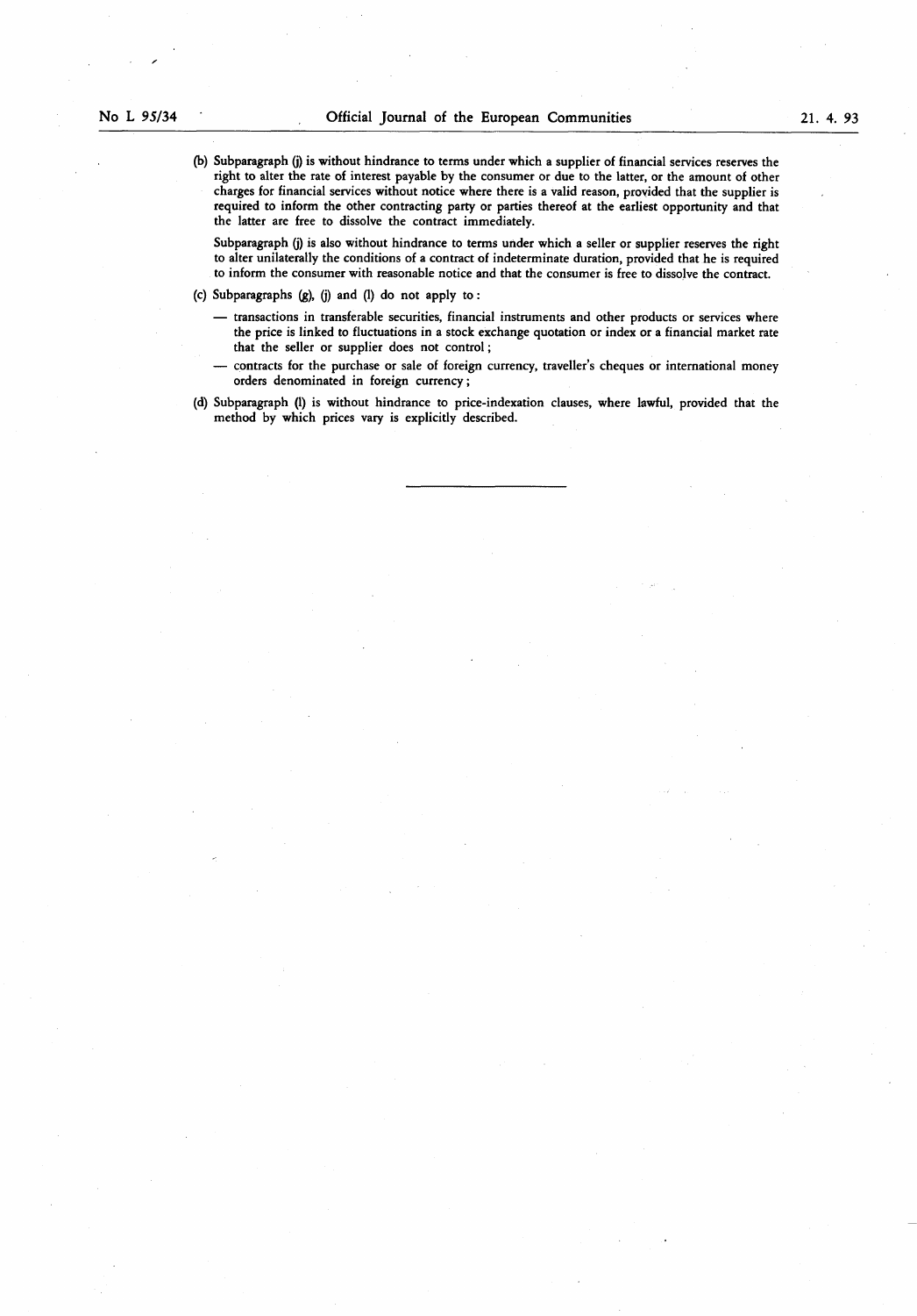(b) Subparagraph (j) is without hindrance to terms under which a supplier of financial services reserves the right to alter the rate of interest payable by the consumer or due to the latter, or the amount of other charges for financial services without notice where there is a valid reason, provided that the supplier is required to inform the other contracting party or parties thereof at the earliest opportunity and that the latter are free to dissolve the contract immediately.

Subparagraph (j) is also without hindrance to terms under which a seller or supplier reserves the right to alter unilaterally the conditions of a contract of indeterminate duration, provided that he is required to inform the consumer with reasonable notice and that the consumer is free to dissolve the contract.

(c) Subparagraphs (g), (j) and (l) do not apply to :

— transactions in transferable securities, financial instruments and other products or services where the price is linked to fluctuations in a stock exchange quotation or index or a financial market rate that the seller or supplier does not control ;

— contracts for the purchase or sale of foreign currency, traveller's cheques or international money orders denominated in foreign currency ;

(d) Subparagraph (l) is without hindrance to price-indexation clauses, where lawful, provided that the method by which prices vary is explicitly described.